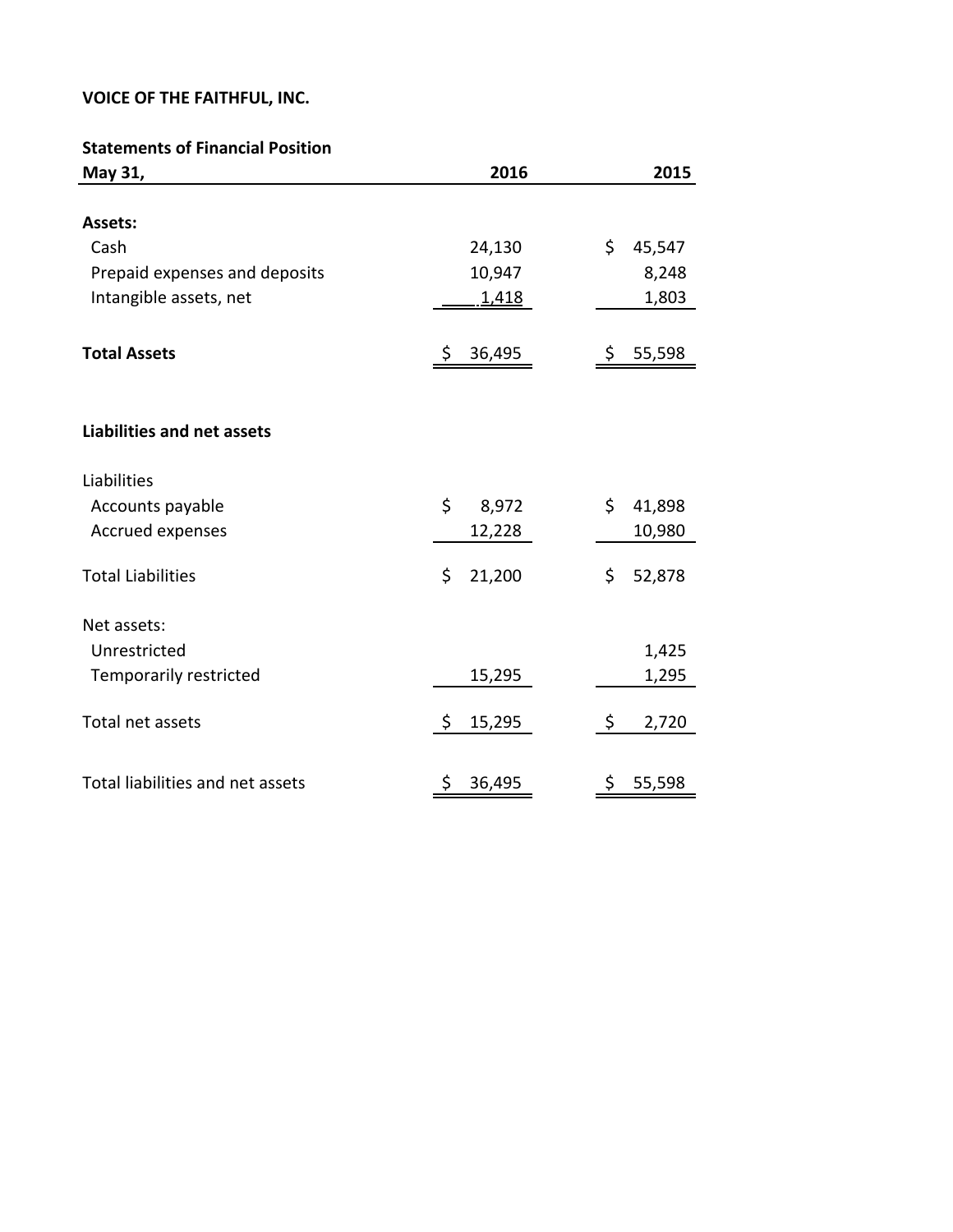**VOICE OF THE FAITHFUL, INC.**

**Statements of Financial Position**

| **May 31,** | **2016** | **2015** |
|---|---|---|
| **Assets:** | | |
| Cash | 24,130 | $ 45,547 |
| Prepaid expenses and deposits | 10,947 | 8,248 |
| Intangible assets, net | 1,418 | 1,803 |
| **Total Assets** | $ 36,495 | $ 55,598 |
| **Liabilities and net assets** | | |
| Liabilities | | |
| Accounts payable | $ 8,972 | $ 41,898 |
| Accrued expenses | 12,228 | 10,980 |
| Total Liabilities | $ 21,200 | $ 52,878 |
| Net assets: | | |
| Unrestricted | | 1,425 |
| Temporarily restricted | 15,295 | 1,295 |
| Total net assets | $ 15,295 | $ 2,720 |
| Total liabilities and net assets | $ 36,495 | $ 55,598 |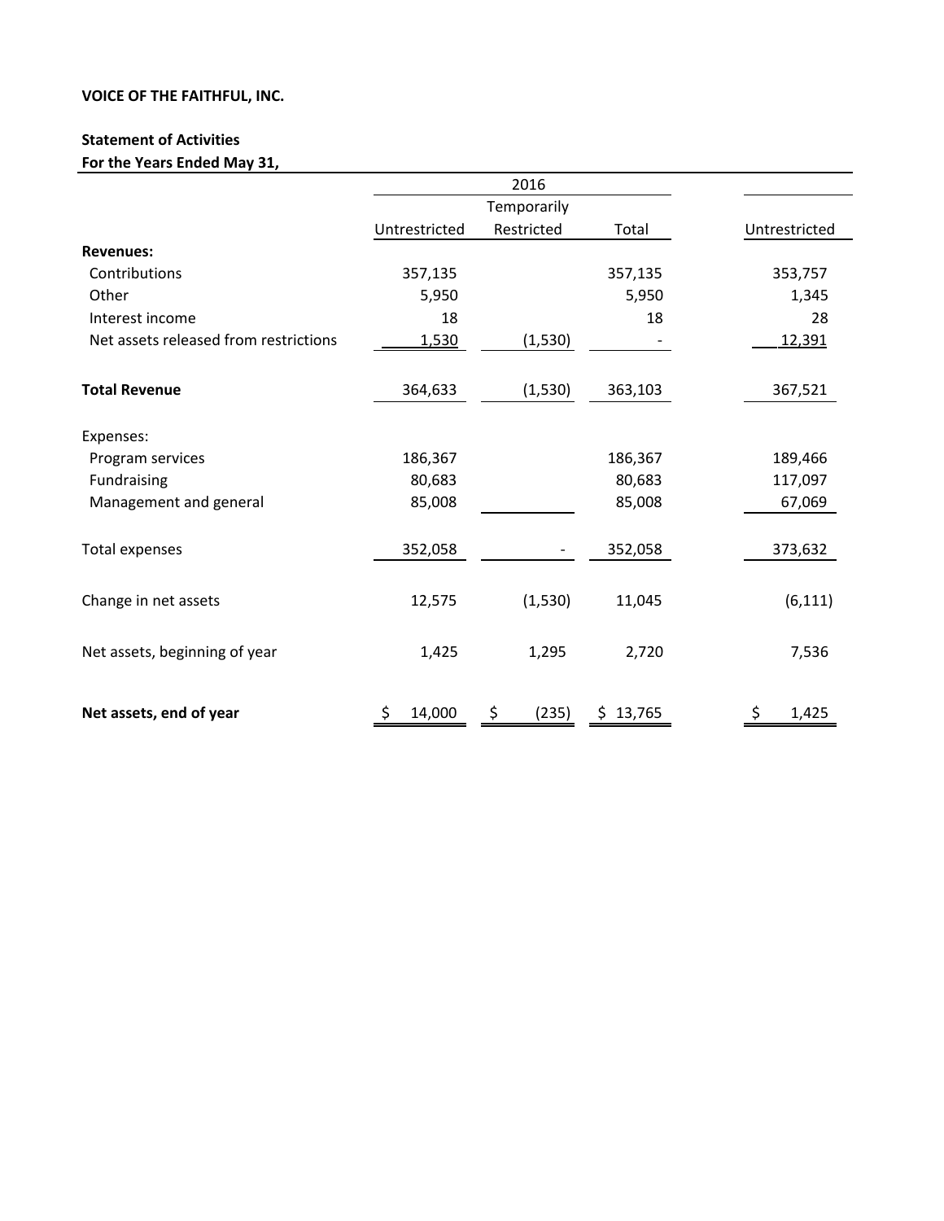**VOICE OF THE FAITHFUL, INC.**

**Statement of Activities**
**For the Years Ended May 31,**

| | 2016 | | | |
|---|---|---|---|---|
| | Untrestricted | Temporarily Restricted | Total | Untrestricted |
| **Revenues:** | | | | |
| Contributions | 357,135 | | 357,135 | 353,757 |
| Other | 5,950 | | 5,950 | 1,345 |
| Interest income | 18 | | 18 | 28 |
| Net assets released from restrictions | 1,530 | (1,530) | - | 12,391 |
| **Total Revenue** | 364,633 | (1,530) | 363,103 | 367,521 |
| Expenses: | | | | |
| Program services | 186,367 | | 186,367 | 189,466 |
| Fundraising | 80,683 | | 80,683 | 117,097 |
| Management and general | 85,008 | | 85,008 | 67,069 |
| Total expenses | 352,058 | - | 352,058 | 373,632 |
| Change in net assets | 12,575 | (1,530) | 11,045 | (6,111) |
| Net assets, beginning of year | 1,425 | 1,295 | 2,720 | 7,536 |
| **Net assets, end of year** | $ 14,000 | $ (235) | $ 13,765 | $ 1,425 |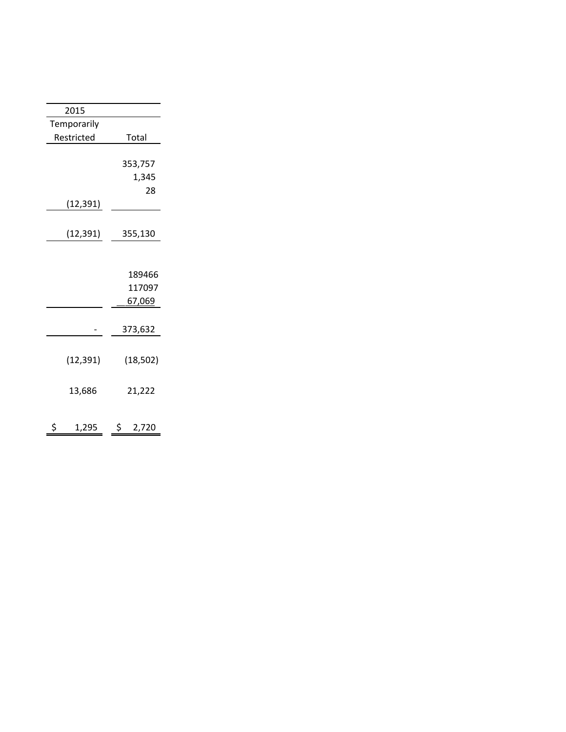| 2015 | |
|---|---|
| Temporarily Restricted | Total |
| | |
| | 353,757 |
| | 1,345 |
| | 28 |
| (12,391) | |
| | |
| (12,391) | 355,130 |
| | |
| | 189466 |
| | 117097 |
| | 67,069 |
| | |
| - | 373,632 |
| | |
| (12,391) | (18,502) |
| | |
| 13,686 | 21,222 |
| | |
| $ 1,295 | $ 2,720 |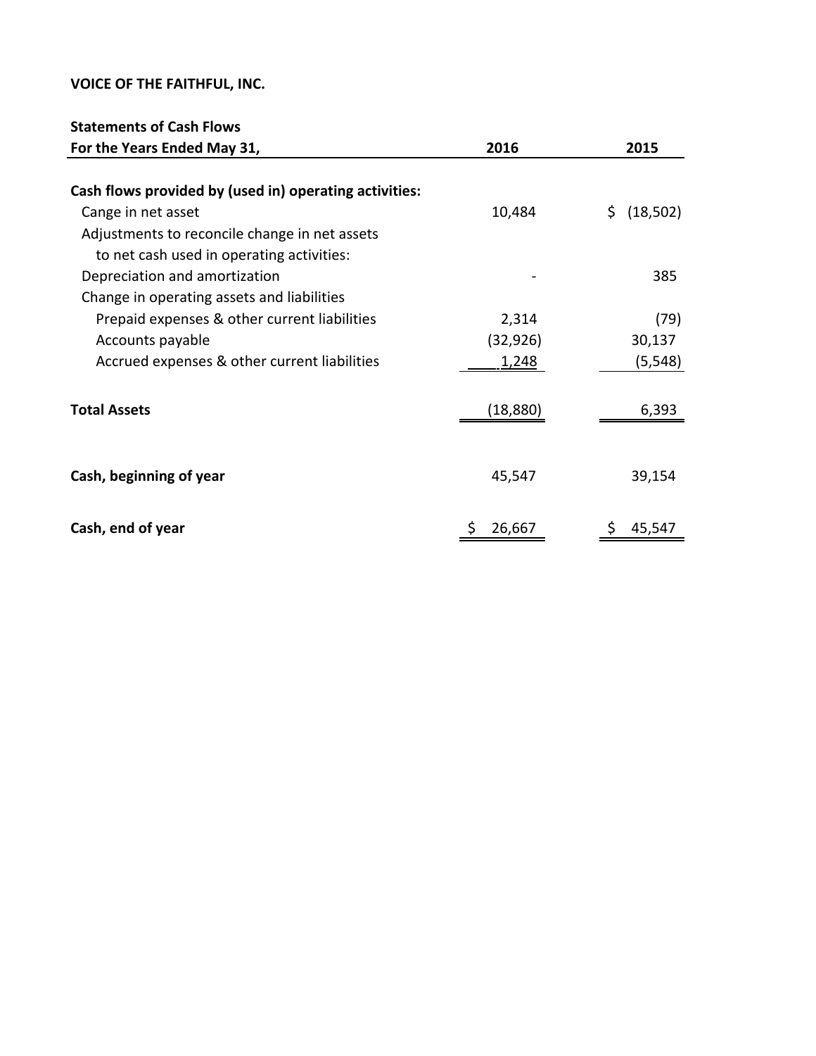**VOICE OF THE FAITHFUL, INC.**

**Statements of Cash Flows**

| **For the Years Ended May 31,** | **2016** | **2015** |
|---|---|---|
| **Cash flows provided by (used in) operating activities:** | | |
| Cange in net asset | 10,484 | $ (18,502) |
| Adjustments to reconcile change in net assets to net cash used in operating activities: | | |
| Depreciation and amortization | - | 385 |
| Change in operating assets and liabilities | | |
| Prepaid expenses & other current liabilities | 2,314 | (79) |
| Accounts payable | (32,926) | 30,137 |
| Accrued expenses & other current liabilities | 1,248 | (5,548) |
| **Total Assets** | (18,880) | 6,393 |
| **Cash, beginning of year** | 45,547 | 39,154 |
| **Cash, end of year** | $ 26,667 | $ 45,547 |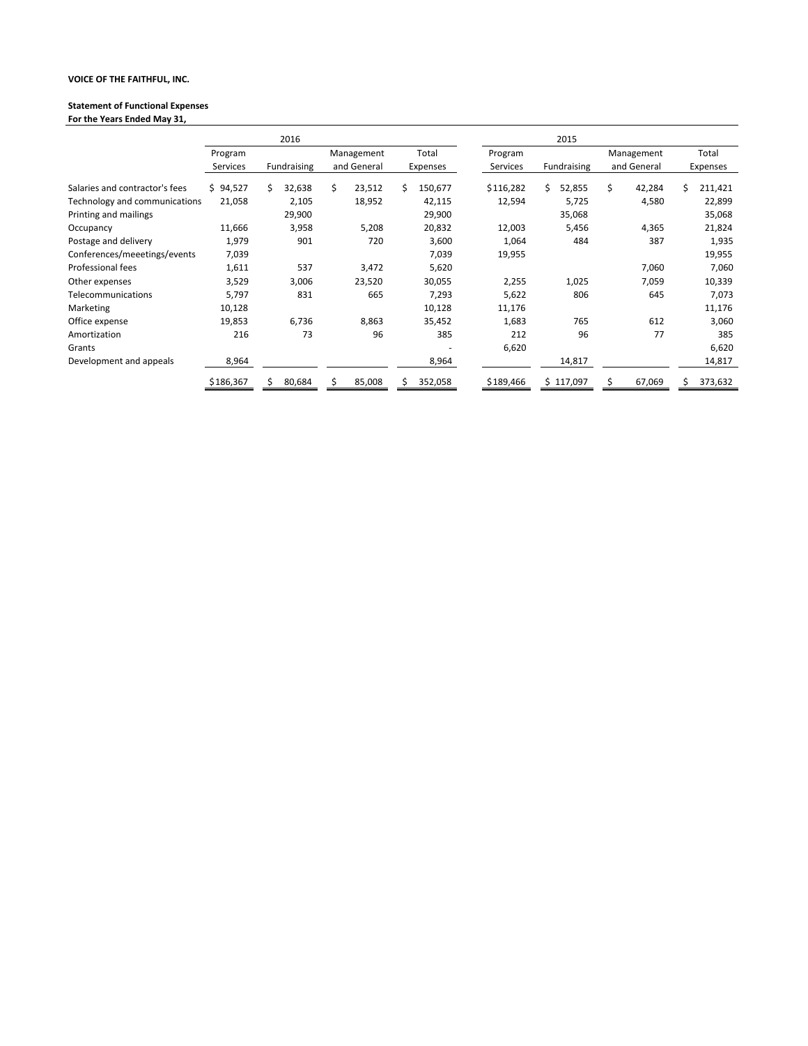**VOICE OF THE FAITHFUL, INC.**

**Statement of Functional Expenses**
**For the Years Ended May 31,**

| | 2016 | | | | 2015 | | | |
|---|---|---|---|---|---|---|---|---|
| | Program Services | Fundraising | Management and General | Total Expenses | Program Services | Fundraising | Management and General | Total Expenses |
| Salaries and contractor's fees | $ 94,527 | $ 32,638 | $ 23,512 | $ 150,677 | $116,282 | $ 52,855 | $ 42,284 | $ 211,421 |
| Technology and communications | 21,058 | 2,105 | 18,952 | 42,115 | 12,594 | 5,725 | 4,580 | 22,899 |
| Printing and mailings | | 29,900 | | 29,900 | | 35,068 | | 35,068 |
| Occupancy | 11,666 | 3,958 | 5,208 | 20,832 | 12,003 | 5,456 | 4,365 | 21,824 |
| Postage and delivery | 1,979 | 901 | 720 | 3,600 | 1,064 | 484 | 387 | 1,935 |
| Conferences/meeetings/events | 7,039 | | | 7,039 | 19,955 | | | 19,955 |
| Professional fees | 1,611 | 537 | 3,472 | 5,620 | | | 7,060 | 7,060 |
| Other expenses | 3,529 | 3,006 | 23,520 | 30,055 | 2,255 | 1,025 | 7,059 | 10,339 |
| Telecommunications | 5,797 | 831 | 665 | 7,293 | 5,622 | 806 | 645 | 7,073 |
| Marketing | 10,128 | | | 10,128 | 11,176 | | | 11,176 |
| Office expense | 19,853 | 6,736 | 8,863 | 35,452 | 1,683 | 765 | 612 | 3,060 |
| Amortization | 216 | 73 | 96 | 385 | 212 | 96 | 77 | 385 |
| Grants | | | | - | 6,620 | | | 6,620 |
| Development and appeals | 8,964 | | | 8,964 | | 14,817 | | 14,817 |
| | $186,367 | $ 80,684 | $ 85,008 | $ 352,058 | $189,466 | $ 117,097 | $ 67,069 | $ 373,632 |